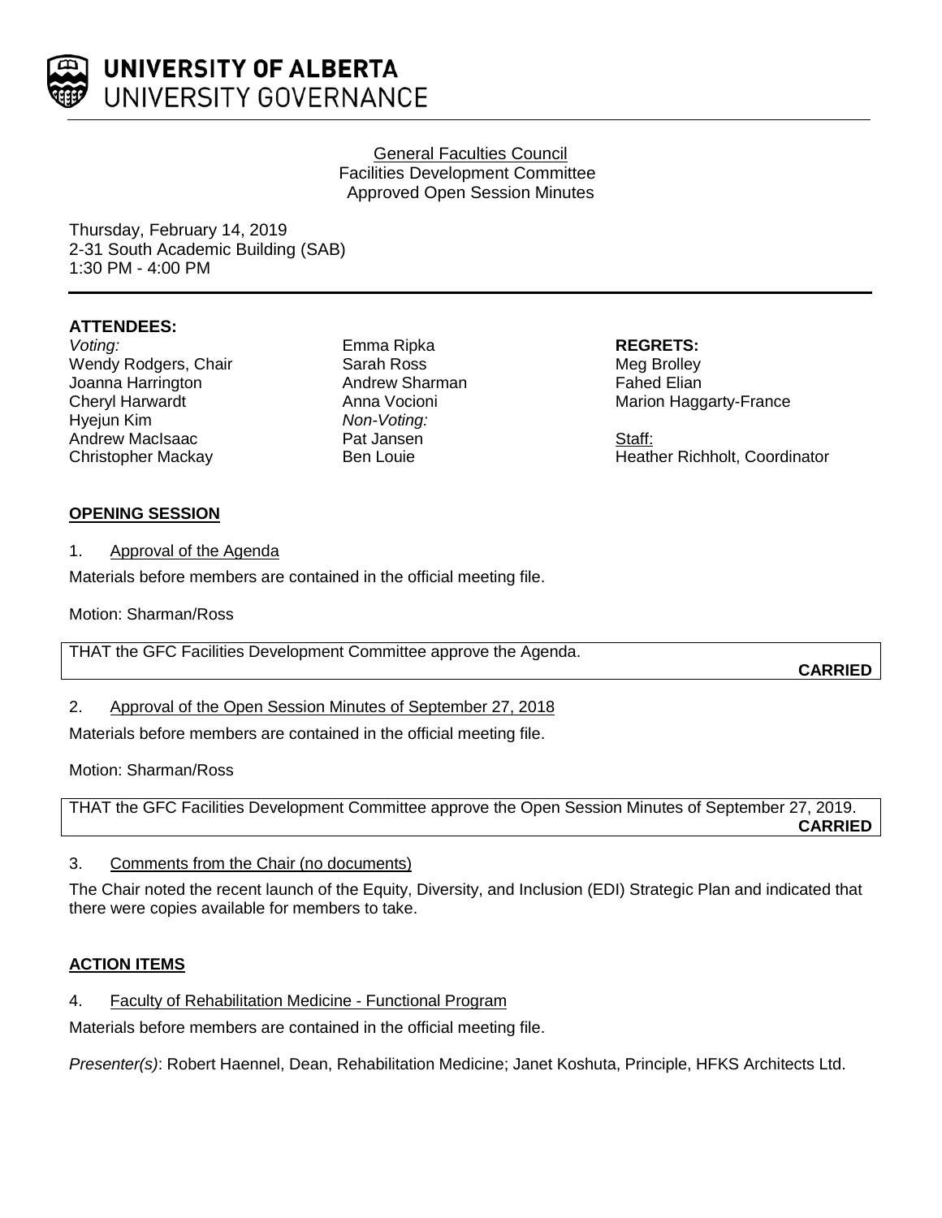# UNIVERSITY OF ALBERTA
UNIVERSITY GOVERNANCE

General Faculties Council
Facilities Development Committee
Approved Open Session Minutes

Thursday, February 14, 2019
2-31 South Academic Building (SAB)
1:30 PM - 4:00 PM

**ATTENDEES:**

*Voting:*
Wendy Rodgers, Chair
Joanna Harrington
Cheryl Harwardt
Hyejun Kim
Andrew MacIsaac
Christopher Mackay
Emma Ripka
Sarah Ross
Andrew Sharman
Anna Vocioni

*Non-Voting:*
Pat Jansen
Ben Louie

**REGRETS:**
Meg Brolley
Fahed Elian
Marion Haggarty-France

Staff:
Heather Richholt, Coordinator

**OPENING SESSION**

1. Approval of the Agenda

Materials before members are contained in the official meeting file.

Motion: Sharman/Ross

THAT the GFC Facilities Development Committee approve the Agenda.

**CARRIED**

2. Approval of the Open Session Minutes of September 27, 2018

Materials before members are contained in the official meeting file.

Motion: Sharman/Ross

THAT the GFC Facilities Development Committee approve the Open Session Minutes of September 27, 2019.

**CARRIED**

3. Comments from the Chair (no documents)

The Chair noted the recent launch of the Equity, Diversity, and Inclusion (EDI) Strategic Plan and indicated that there were copies available for members to take.

**ACTION ITEMS**

4. Faculty of Rehabilitation Medicine - Functional Program

Materials before members are contained in the official meeting file.

*Presenter(s)*: Robert Haennel, Dean, Rehabilitation Medicine; Janet Koshuta, Principle, HFKS Architects Ltd.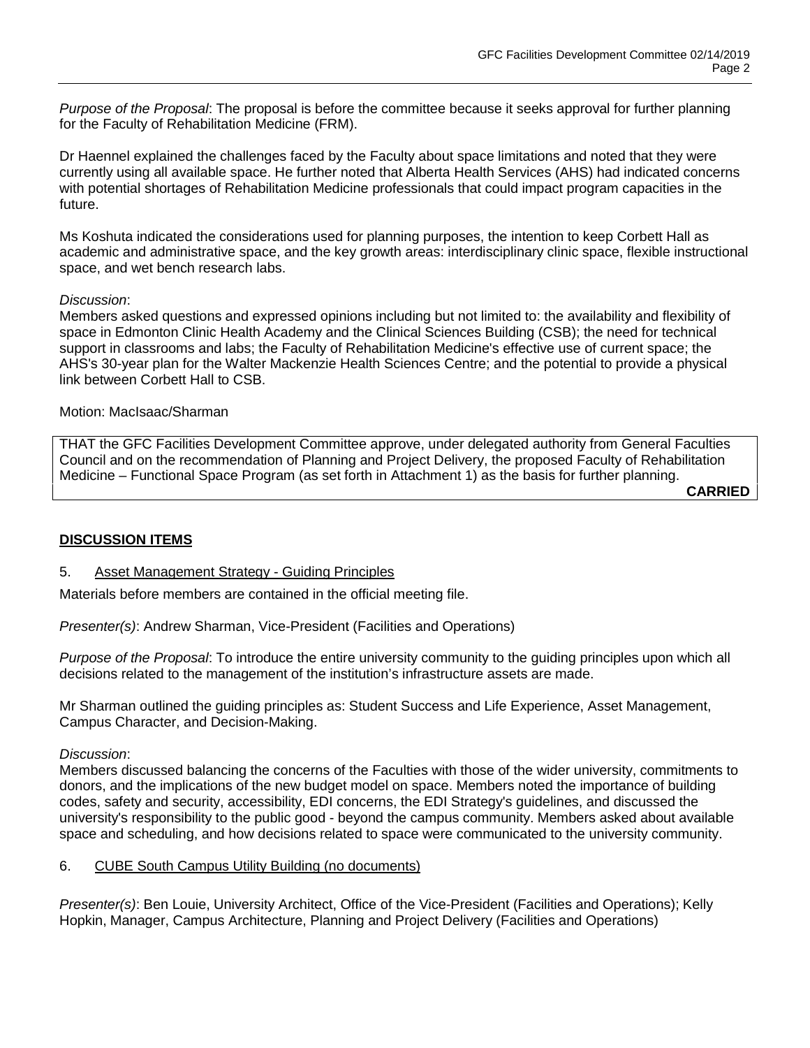*Purpose of the Proposal*: The proposal is before the committee because it seeks approval for further planning for the Faculty of Rehabilitation Medicine (FRM).

Dr Haennel explained the challenges faced by the Faculty about space limitations and noted that they were currently using all available space. He further noted that Alberta Health Services (AHS) had indicated concerns with potential shortages of Rehabilitation Medicine professionals that could impact program capacities in the future.

Ms Koshuta indicated the considerations used for planning purposes, the intention to keep Corbett Hall as academic and administrative space, and the key growth areas: interdisciplinary clinic space, flexible instructional space, and wet bench research labs.

*Discussion*:
Members asked questions and expressed opinions including but not limited to: the availability and flexibility of space in Edmonton Clinic Health Academy and the Clinical Sciences Building (CSB); the need for technical support in classrooms and labs; the Faculty of Rehabilitation Medicine's effective use of current space; the AHS's 30-year plan for the Walter Mackenzie Health Sciences Centre; and the potential to provide a physical link between Corbett Hall to CSB.

Motion: MacIsaac/Sharman

THAT the GFC Facilities Development Committee approve, under delegated authority from General Faculties Council and on the recommendation of Planning and Project Delivery, the proposed Faculty of Rehabilitation Medicine – Functional Space Program (as set forth in Attachment 1) as the basis for further planning.

**CARRIED**

## DISCUSSION ITEMS

### 5. Asset Management Strategy - Guiding Principles

Materials before members are contained in the official meeting file.

*Presenter(s)*: Andrew Sharman, Vice-President (Facilities and Operations)

*Purpose of the Proposal*: To introduce the entire university community to the guiding principles upon which all decisions related to the management of the institution's infrastructure assets are made.

Mr Sharman outlined the guiding principles as: Student Success and Life Experience, Asset Management, Campus Character, and Decision-Making.

*Discussion*:
Members discussed balancing the concerns of the Faculties with those of the wider university, commitments to donors, and the implications of the new budget model on space. Members noted the importance of building codes, safety and security, accessibility, EDI concerns, the EDI Strategy's guidelines, and discussed the university's responsibility to the public good - beyond the campus community. Members asked about available space and scheduling, and how decisions related to space were communicated to the university community.

### 6. CUBE South Campus Utility Building (no documents)

*Presenter(s)*: Ben Louie, University Architect, Office of the Vice-President (Facilities and Operations); Kelly Hopkin, Manager, Campus Architecture, Planning and Project Delivery (Facilities and Operations)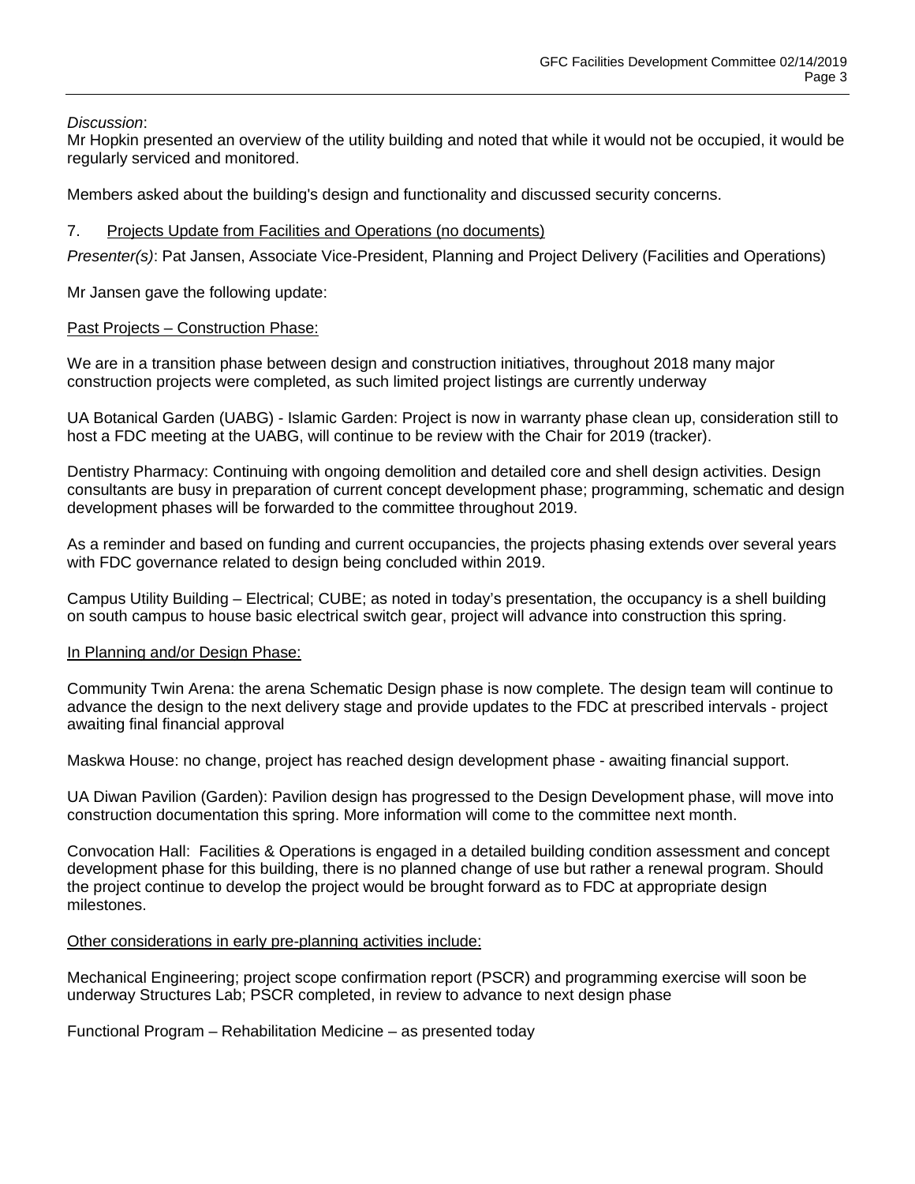*Discussion*:
Mr Hopkin presented an overview of the utility building and noted that while it would not be occupied, it would be regularly serviced and monitored.

Members asked about the building's design and functionality and discussed security concerns.

7. <u>Projects Update from Facilities and Operations (no documents)</u>

*Presenter(s)*: Pat Jansen, Associate Vice-President, Planning and Project Delivery (Facilities and Operations)

Mr Jansen gave the following update:

<u>Past Projects – Construction Phase:</u>

We are in a transition phase between design and construction initiatives, throughout 2018 many major construction projects were completed, as such limited project listings are currently underway

UA Botanical Garden (UABG) - Islamic Garden: Project is now in warranty phase clean up, consideration still to host a FDC meeting at the UABG, will continue to be review with the Chair for 2019 (tracker).

Dentistry Pharmacy: Continuing with ongoing demolition and detailed core and shell design activities. Design consultants are busy in preparation of current concept development phase; programming, schematic and design development phases will be forwarded to the committee throughout 2019.

As a reminder and based on funding and current occupancies, the projects phasing extends over several years with FDC governance related to design being concluded within 2019.

Campus Utility Building – Electrical; CUBE; as noted in today's presentation, the occupancy is a shell building on south campus to house basic electrical switch gear, project will advance into construction this spring.

<u>In Planning and/or Design Phase:</u>

Community Twin Arena: the arena Schematic Design phase is now complete. The design team will continue to advance the design to the next delivery stage and provide updates to the FDC at prescribed intervals - project awaiting final financial approval

Maskwa House: no change, project has reached design development phase - awaiting financial support.

UA Diwan Pavilion (Garden): Pavilion design has progressed to the Design Development phase, will move into construction documentation this spring. More information will come to the committee next month.

Convocation Hall: Facilities & Operations is engaged in a detailed building condition assessment and concept development phase for this building, there is no planned change of use but rather a renewal program. Should the project continue to develop the project would be brought forward as to FDC at appropriate design milestones.

<u>Other considerations in early pre-planning activities include:</u>

Mechanical Engineering; project scope confirmation report (PSCR) and programming exercise will soon be underway Structures Lab; PSCR completed, in review to advance to next design phase

Functional Program – Rehabilitation Medicine – as presented today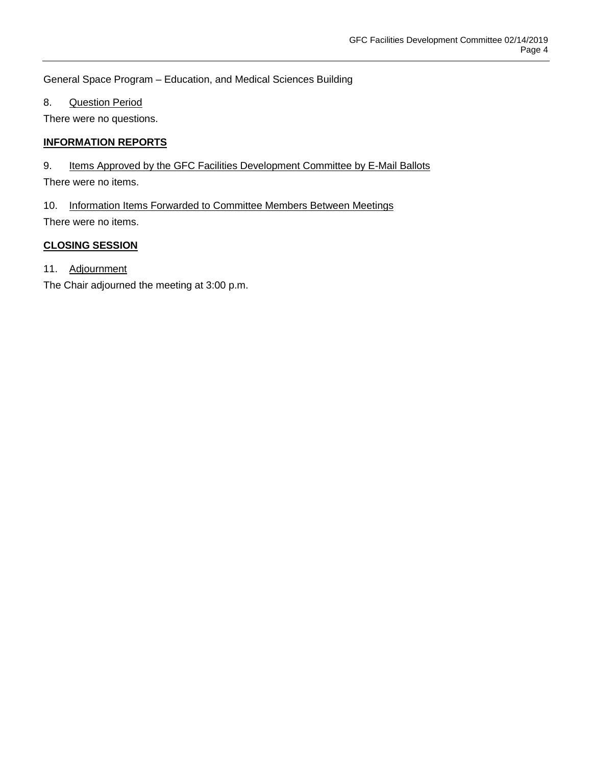General Space Program – Education, and Medical Sciences Building

8. Question Period

There were no questions.

**INFORMATION REPORTS**

9. Items Approved by the GFC Facilities Development Committee by E-Mail Ballots

There were no items.

10. Information Items Forwarded to Committee Members Between Meetings

There were no items.

**CLOSING SESSION**

11. Adjournment

The Chair adjourned the meeting at 3:00 p.m.